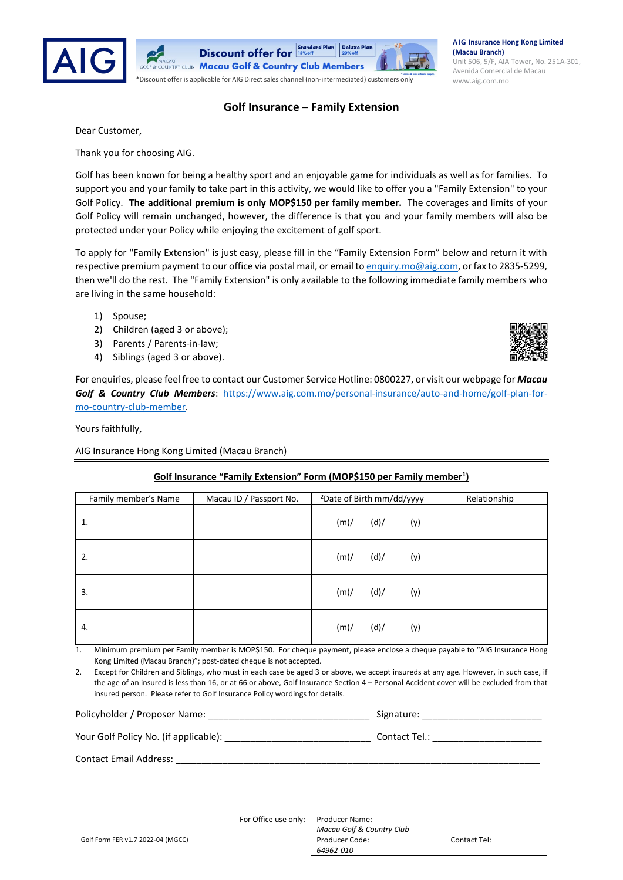AIG

Discount offer for Macau Golf & Country Club Members

Standard Plan 15% off | Deluxe Plan 20% off

*Terms & Conditions apply.

*Discount offer is applicable for AIG Direct sales channel (non-intermediated) customers only

**AIG Insurance Hong Kong Limited (Macau Branch)**
Unit 506, 5/F, AIA Tower, No. 251A-301,
Avenida Comercial de Macau
www.aig.com.mo

## Golf Insurance – Family Extension

Dear Customer,

Thank you for choosing AIG.

Golf has been known for being a healthy sport and an enjoyable game for individuals as well as for families. To support you and your family to take part in this activity, we would like to offer you a "Family Extension" to your Golf Policy. **The additional premium is only MOP$150 per family member.** The coverages and limits of your Golf Policy will remain unchanged, however, the difference is that you and your family members will also be protected under your Policy while enjoying the excitement of golf sport.

To apply for "Family Extension" is just easy, please fill in the "Family Extension Form" below and return it with respective premium payment to our office via postal mail, or email to enquiry.mo@aig.com, or fax to 2835-5299, then we'll do the rest. The "Family Extension" is only available to the following immediate family members who are living in the same household:

1) Spouse;
2) Children (aged 3 or above);
3) Parents / Parents-in-law;
4) Siblings (aged 3 or above).

For enquiries, please feel free to contact our Customer Service Hotline: 0800227, or visit our webpage for ***Macau Golf & Country Club Members***: https://www.aig.com.mo/personal-insurance/auto-and-home/golf-plan-for-mo-country-club-member.

Yours faithfully,

AIG Insurance Hong Kong Limited (Macau Branch)

---

### Golf Insurance "Family Extension" Form (MOP$150 per Family member[1])

| Family member's Name | Macau ID / Passport No. | [2]Date of Birth mm/dd/yyyy | Relationship |
|---|---|---|---|
| 1. | | (m)/ (d)/ (y) | |
| 2. | | (m)/ (d)/ (y) | |
| 3. | | (m)/ (d)/ (y) | |
| 4. | | (m)/ (d)/ (y) | |

1. Minimum premium per Family member is MOP$150. For cheque payment, please enclose a cheque payable to "AIG Insurance Hong Kong Limited (Macau Branch)"; post-dated cheque is not accepted.
2. Except for Children and Siblings, who must in each case be aged 3 or above, we accept insureds at any age. However, in such case, if the age of an insured is less than 16, or at 66 or above, Golf Insurance Section 4 – Personal Accident cover will be excluded from that insured person. Please refer to Golf Insurance Policy wordings for details.

Policyholder / Proposer Name: ______________________________ Signature: ______________________

Your Golf Policy No. (if applicable): ___________________________ Contact Tel.: ____________________

Contact Email Address: ______________________________________________________________________

For Office use only:

| | |
|---|---|
| Producer Name: *Macau Golf & Country Club* | |
| Producer Code: *64962-010* | Contact Tel: |

Golf Form FER v1.7 2022-04 (MGCC)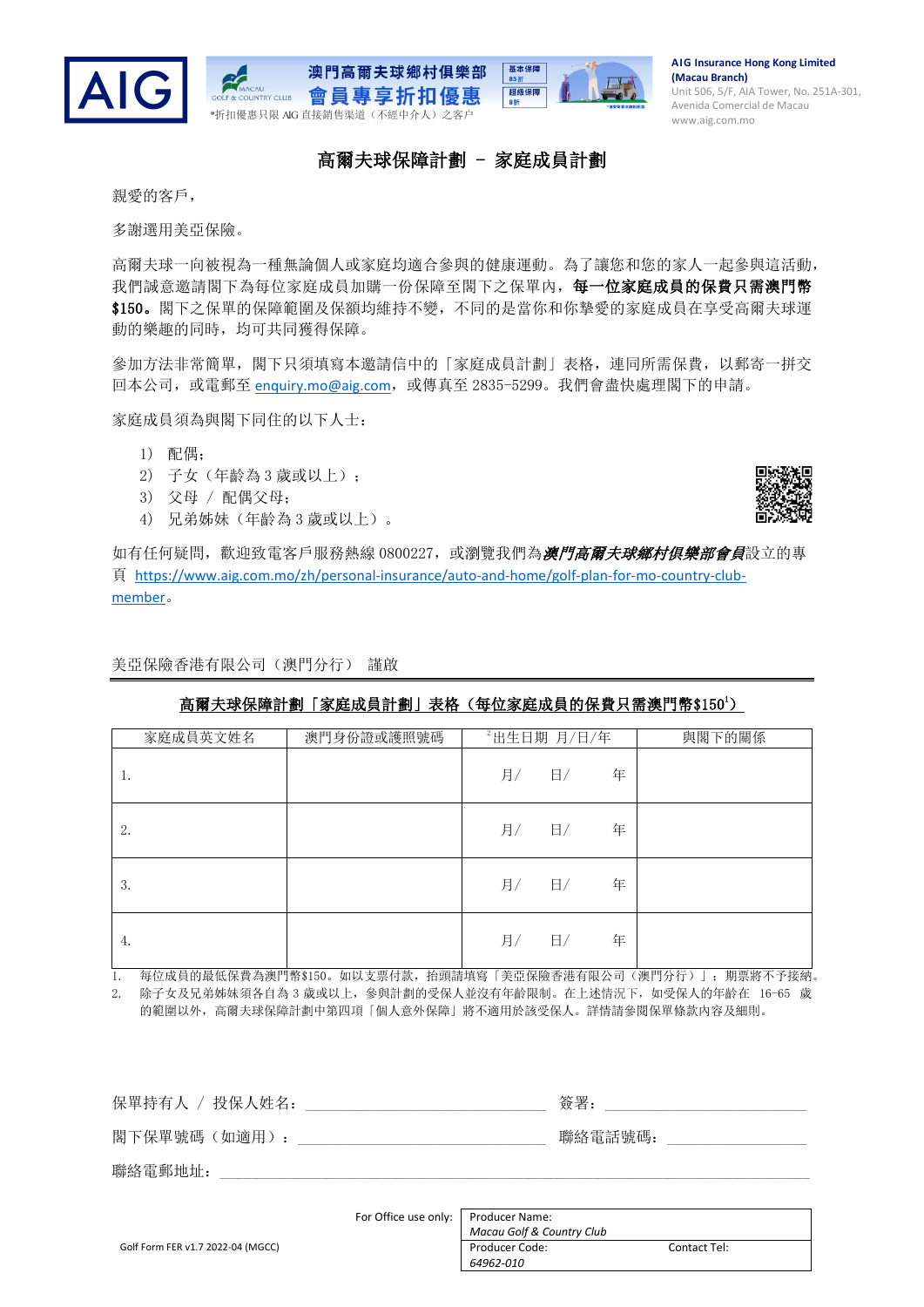AIG Insurance Hong Kong Limited (Macau Branch)
Unit 506, 5/F, AIA Tower, No. 251A-301, Avenida Comercial de Macau
www.aig.com.mo

澳門高爾夫球鄉村俱樂部 會員專享折扣優惠
基本保障 85折
超總保障 8折
*折扣優惠只限 AIG 直接銷售渠道（不經中介人）之客户

# 高爾夫球保障計劃 – 家庭成員計劃

親愛的客戶，

多謝選用美亞保險。

高爾夫球一向被視為一種無論個人或家庭均適合參與的健康運動。為了讓您和您的家人一起參與這活動，我們誠意邀請閣下為每位家庭成員加購一份保障至閣下之保單內，**每一位家庭成員的保費只需澳門幣$150**。閣下之保單的保障範圍及保額均維持不變，不同的是當你和你摯愛的家庭成員在享受高爾夫球運動的樂趣的同時，均可共同獲得保障。

參加方法非常簡單，閣下只須填寫本邀請信中的「家庭成員計劃」表格，連同所需保費，以郵寄一拼交回本公司，或電郵至 enquiry.mo@aig.com，或傳真至 2835-5299。我們會盡快處理閣下的申請。

家庭成員須為與閣下同住的以下人士：

1) 配偶；
2) 子女（年齡為 3 歲或以上）；
3) 父母 / 配偶父母；
4) 兄弟姊妹（年齡為 3 歲或以上）。

如有任何疑問，歡迎致電客戶服務熱線 0800227，或瀏覽我們為***澳門高爾夫球鄉村俱樂部會員***設立的專頁 https://www.aig.com.mo/zh/personal-insurance/auto-and-home/golf-plan-for-mo-country-club-member。

美亞保險香港有限公司（澳門分行） 謹啟

## 高爾夫球保障計劃「家庭成員計劃」表格（每位家庭成員的保費只需澳門幣$150[1]）

| 家庭成員英文姓名 | 澳門身份證或護照號碼 | [2]出生日期 月/日/年 | 與閣下的關係 |
|---|---|---|---|
| 1. | | 月/ 日/ 年 | |
| 2. | | 月/ 日/ 年 | |
| 3. | | 月/ 日/ 年 | |
| 4. | | 月/ 日/ 年 | |

1. 每位成員的最低保費為澳門幣$150。如以支票付款，抬頭請填寫「美亞保險香港有限公司（澳門分行）」；期票將不予接納。
2. 除子女及兄弟姊妹須各自為 3 歲或以上，參與計劃的受保人並沒有年齡限制。在上述情況下，如受保人的年齡在 16-65 歲的範圍以外，高爾夫球保障計劃中第四項「個人意外保障」將不適用於該受保人。詳情請參閱保單條款內容及細則。

保單持有人 / 投保人姓名：\_\_\_\_\_\_\_\_\_\_\_\_\_\_\_\_ 簽署：\_\_\_\_\_\_\_\_\_\_\_\_\_\_\_\_

閣下保單號碼（如適用）：\_\_\_\_\_\_\_\_\_\_\_\_\_\_\_\_ 聯絡電話號碼：\_\_\_\_\_\_\_\_\_\_\_\_\_\_\_\_

聯絡電郵地址：\_\_\_\_\_\_\_\_\_\_\_\_\_\_\_\_\_\_\_\_\_\_\_\_\_\_\_\_\_\_\_\_

For Office use only:

| | |
|---|---|
| Producer Name: *Macau Golf & Country Club* | |
| Producer Code: *64962-010* | Contact Tel: |

Golf Form FER v1.7 2022-04 (MGCC)